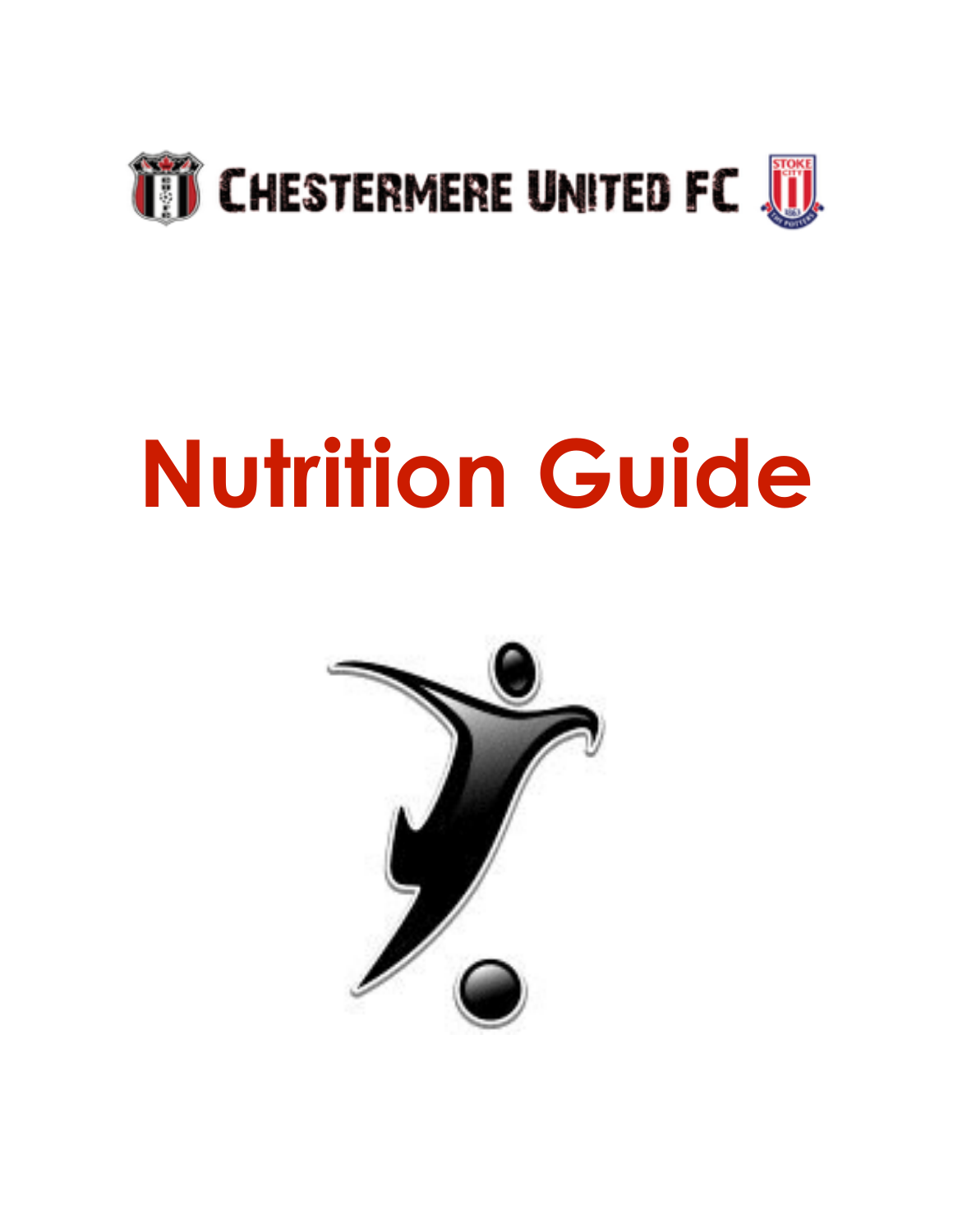CHESTERMERE UNITED FC

# Nutrition Guide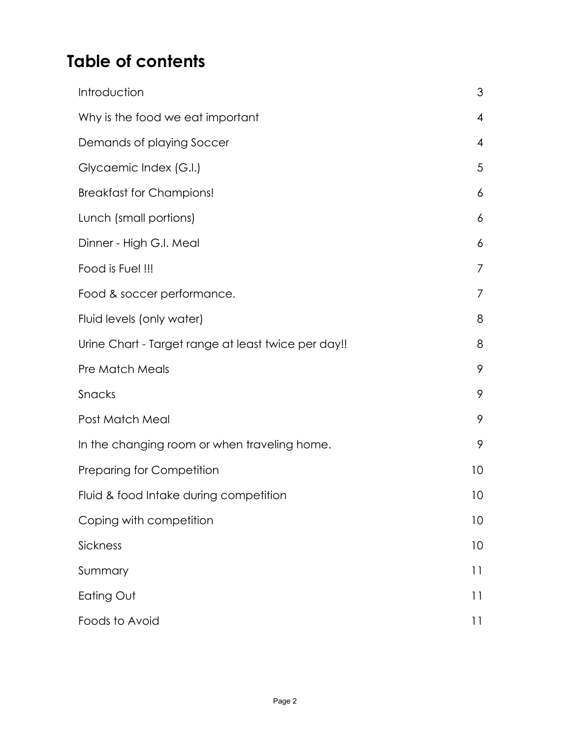# Table of contents

| | |
|---|---|
| Introduction | 3 |
| Why is the food we eat important | 4 |
| Demands of playing Soccer | 4 |
| Glycaemic Index (G.I.) | 5 |
| Breakfast for Champions! | 6 |
| Lunch (small portions) | 6 |
| Dinner - High G.I. Meal | 6 |
| Food is Fuel !!! | 7 |
| Food & soccer performance. | 7 |
| Fluid levels (only water) | 8 |
| Urine Chart - Target range at least twice per day!! | 8 |
| Pre Match Meals | 9 |
| Snacks | 9 |
| Post Match Meal | 9 |
| In the changing room or when traveling home. | 9 |
| Preparing for Competition | 10 |
| Fluid & food Intake during competition | 10 |
| Coping with competition | 10 |
| Sickness | 10 |
| Summary | 11 |
| Eating Out | 11 |
| Foods to Avoid | 11 |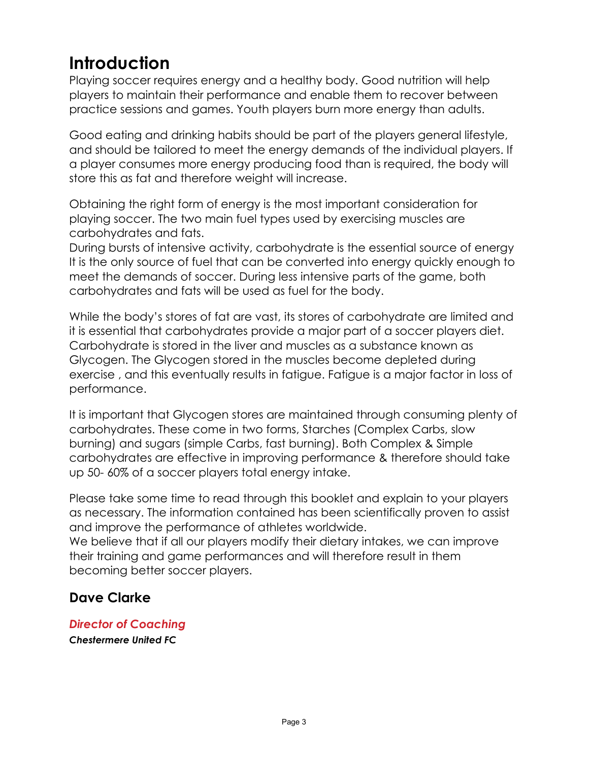# Introduction

Playing soccer requires energy and a healthy body. Good nutrition will help players to maintain their performance and enable them to recover between practice sessions and games. Youth players burn more energy than adults.

Good eating and drinking habits should be part of the players general lifestyle, and should be tailored to meet the energy demands of the individual players. If a player consumes more energy producing food than is required, the body will store this as fat and therefore weight will increase.

Obtaining the right form of energy is the most important consideration for playing soccer. The two main fuel types used by exercising muscles are carbohydrates and fats.
During bursts of intensive activity, carbohydrate is the essential source of energy It is the only source of fuel that can be converted into energy quickly enough to meet the demands of soccer. During less intensive parts of the game, both carbohydrates and fats will be used as fuel for the body.

While the body's stores of fat are vast, its stores of carbohydrate are limited and it is essential that carbohydrates provide a major part of a soccer players diet. Carbohydrate is stored in the liver and muscles as a substance known as Glycogen. The Glycogen stored in the muscles become depleted during exercise , and this eventually results in fatigue. Fatigue is a major factor in loss of performance.

It is important that Glycogen stores are maintained through consuming plenty of carbohydrates. These come in two forms, Starches (Complex Carbs, slow burning) and sugars (simple Carbs, fast burning). Both Complex & Simple carbohydrates are effective in improving performance & therefore should take up 50- 60% of a soccer players total energy intake.

Please take some time to read through this booklet and explain to your players as necessary. The information contained has been scientifically proven to assist and improve the performance of athletes worldwide.
We believe that if all our players modify their dietary intakes, we can improve their training and game performances and will therefore result in them becoming better soccer players.

## Dave Clarke

***Director of Coaching***
***Chestermere United FC***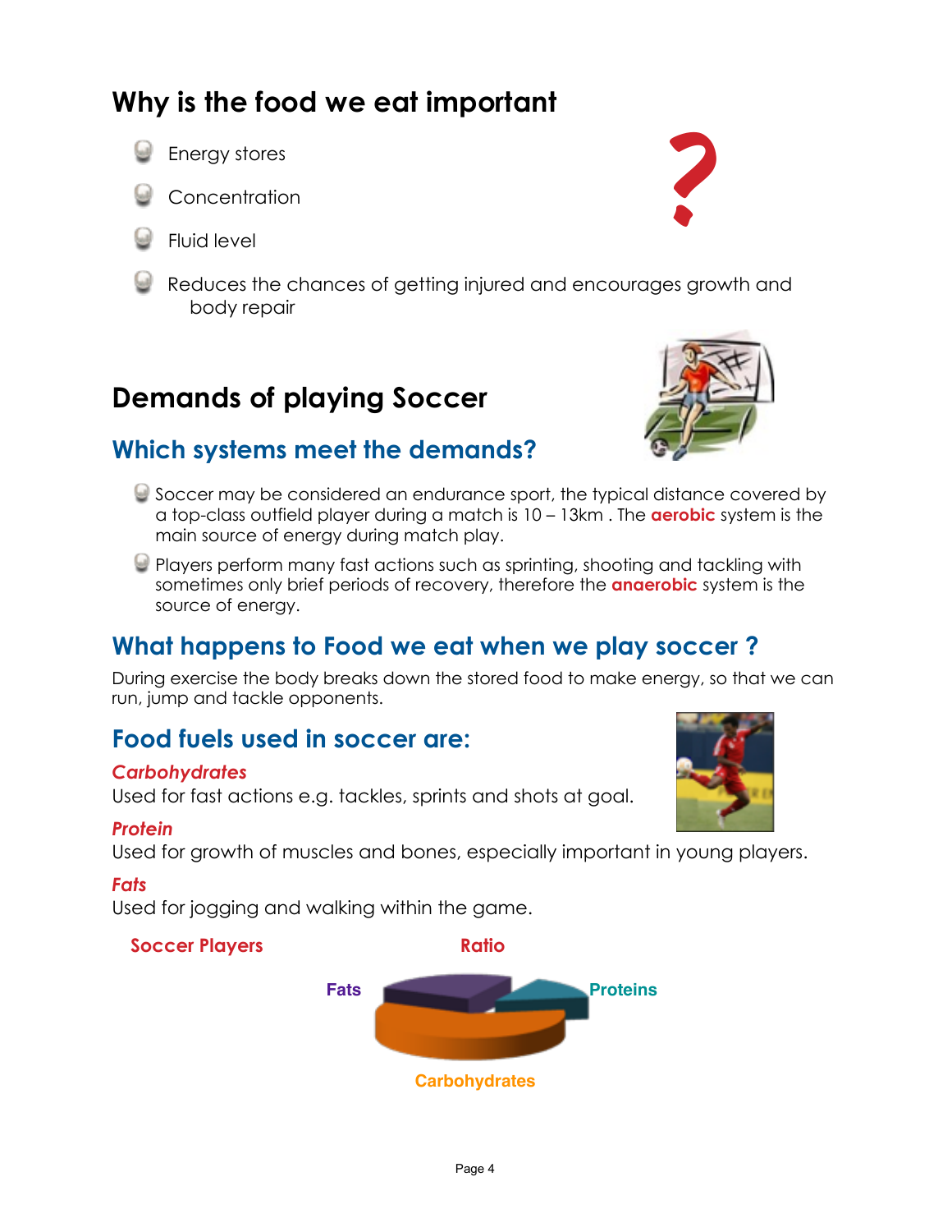# Why is the food we eat important

- Energy stores
- Concentration
- Fluid level
- Reduces the chances of getting injured and encourages growth and body repair

# Demands of playing Soccer

## Which systems meet the demands?

- Soccer may be considered an endurance sport, the typical distance covered by a top-class outfield player during a match is 10 – 13km . The **aerobic** system is the main source of energy during match play.
- Players perform many fast actions such as sprinting, shooting and tackling with sometimes only brief periods of recovery, therefore the **anaerobic** system is the source of energy.

## What happens to Food we eat when we play soccer ?

During exercise the body breaks down the stored food to make energy, so that we can run, jump and tackle opponents.

## Food fuels used in soccer are:

***Carbohydrates***

Used for fast actions e.g. tackles, sprints and shots at goal.

***Protein***

Used for growth of muscles and bones, especially important in young players.

***Fats***

Used for jogging and walking within the game.

**Soccer Players Ratio**

Fats

Proteins

Carbohydrates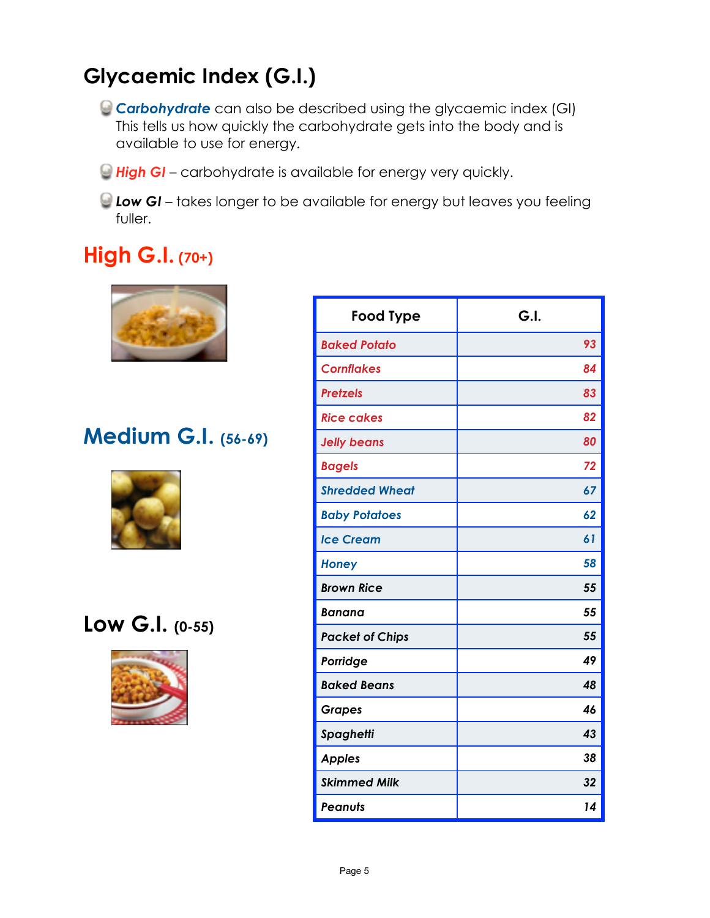# Glycaemic Index (G.I.)

- ***Carbohydrate*** can also be described using the glycaemic index (GI) This tells us how quickly the carbohydrate gets into the body and is available to use for energy.
- ***High GI*** – carbohydrate is available for energy very quickly.
- ***Low GI*** – takes longer to be available for energy but leaves you feeling fuller.

## High G.I. (70+)

## Medium G.I. (56-69)

## Low G.I. (0-55)

| Food Type | G.I. |
|---|---|
| *Baked Potato* | *93* |
| *Cornflakes* | *84* |
| *Pretzels* | *83* |
| *Rice cakes* | *82* |
| *Jelly beans* | *80* |
| *Bagels* | *72* |
| *Shredded Wheat* | *67* |
| *Baby Potatoes* | *62* |
| *Ice Cream* | *61* |
| *Honey* | *58* |
| *Brown Rice* | *55* |
| *Banana* | *55* |
| *Packet of Chips* | *55* |
| *Porridge* | *49* |
| *Baked Beans* | *48* |
| *Grapes* | *46* |
| *Spaghetti* | *43* |
| *Apples* | *38* |
| *Skimmed Milk* | *32* |
| *Peanuts* | *14* |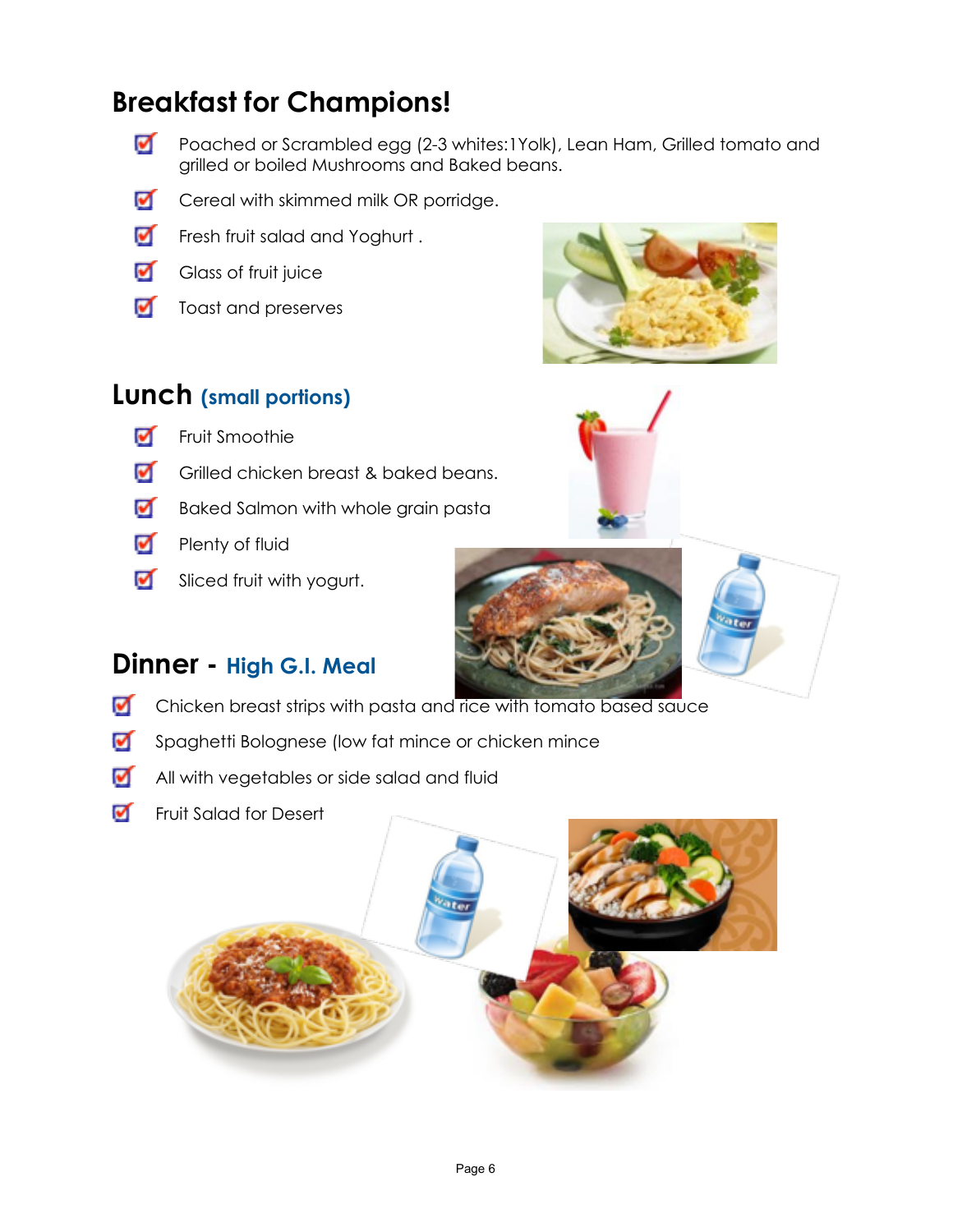# Breakfast for Champions!

- Poached or Scrambled egg (2-3 whites:1Yolk), Lean Ham, Grilled tomato and grilled or boiled Mushrooms and Baked beans.
- Cereal with skimmed milk OR porridge.
- Fresh fruit salad and Yoghurt .
- Glass of fruit juice
- Toast and preserves

## Lunch (small portions)

- Fruit Smoothie
- Grilled chicken breast & baked beans.
- Baked Salmon with whole grain pasta
- Plenty of fluid
- Sliced fruit with yogurt.

## Dinner - High G.I. Meal

- Chicken breast strips with pasta and rice with tomato based sauce
- Spaghetti Bolognese (low fat mince or chicken mince
- All with vegetables or side salad and fluid
- Fruit Salad for Desert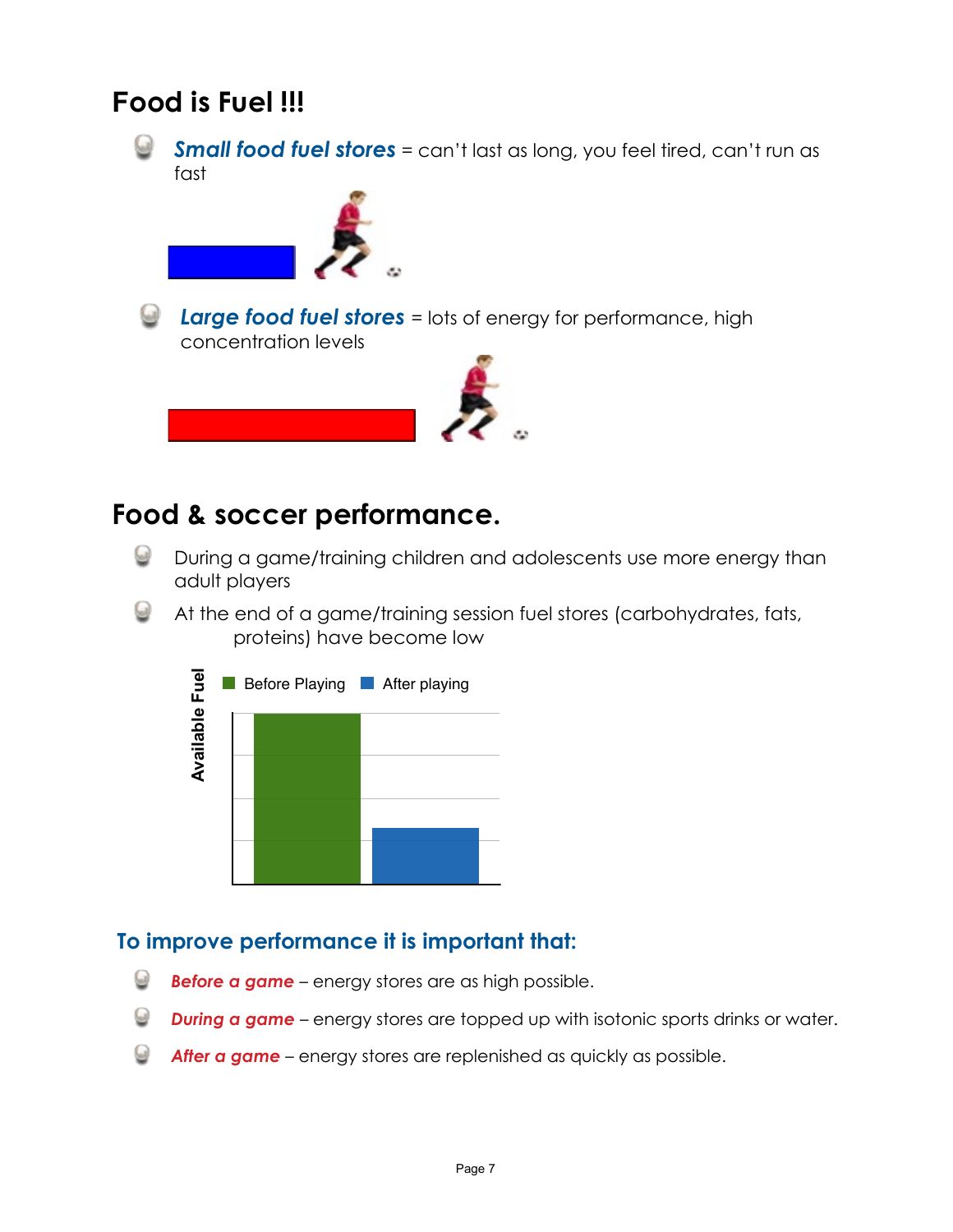## Food is Fuel !!!

- ***Small food fuel stores*** = can't last as long, you feel tired, can't run as fast

- ***Large food fuel stores*** = lots of energy for performance, high concentration levels

## Food & soccer performance.

- During a game/training children and adolescents use more energy than adult players
- At the end of a game/training session fuel stores (carbohydrates, fats, proteins) have become low

Available Fuel

Before Playing | After playing

### To improve performance it is important that:

- ***Before a game*** – energy stores are as high possible.
- ***During a game*** – energy stores are topped up with isotonic sports drinks or water.
- ***After a game*** – energy stores are replenished as quickly as possible.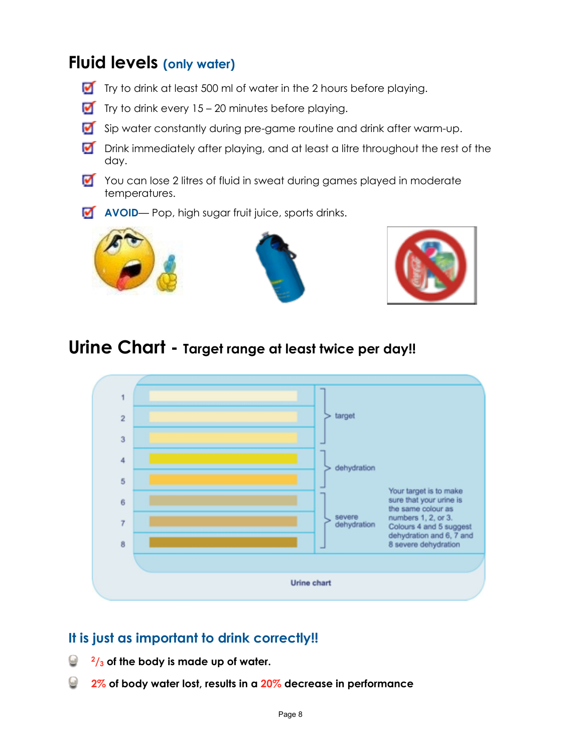## Fluid levels (only water)

- Try to drink at least 500 ml of water in the 2 hours before playing.
- Try to drink every 15 – 20 minutes before playing.
- Sip water constantly during pre-game routine and drink after warm-up.
- Drink immediately after playing, and at least a litre throughout the rest of the day.
- You can lose 2 litres of fluid in sweat during games played in moderate temperatures.
- **AVOID**— Pop, high sugar fruit juice, sports drinks.

## Urine Chart - Target range at least twice per day!!

| Colour | Category |
|---|---|
| 1 | target |
| 2 | target |
| 3 | target |
| 4 | dehydration |
| 5 | dehydration |
| 6 | severe dehydration |
| 7 | severe dehydration |
| 8 | severe dehydration |

Your target is to make sure that your urine is the same colour as numbers 1, 2, or 3. Colours 4 and 5 suggest dehydration and 6, 7 and 8 severe dehydration

Urine chart

### It is just as important to drink correctly!!

- **$^{2}/_{3}$ of the body is made up of water.**
- **2% of body water lost, results in a 20% decrease in performance**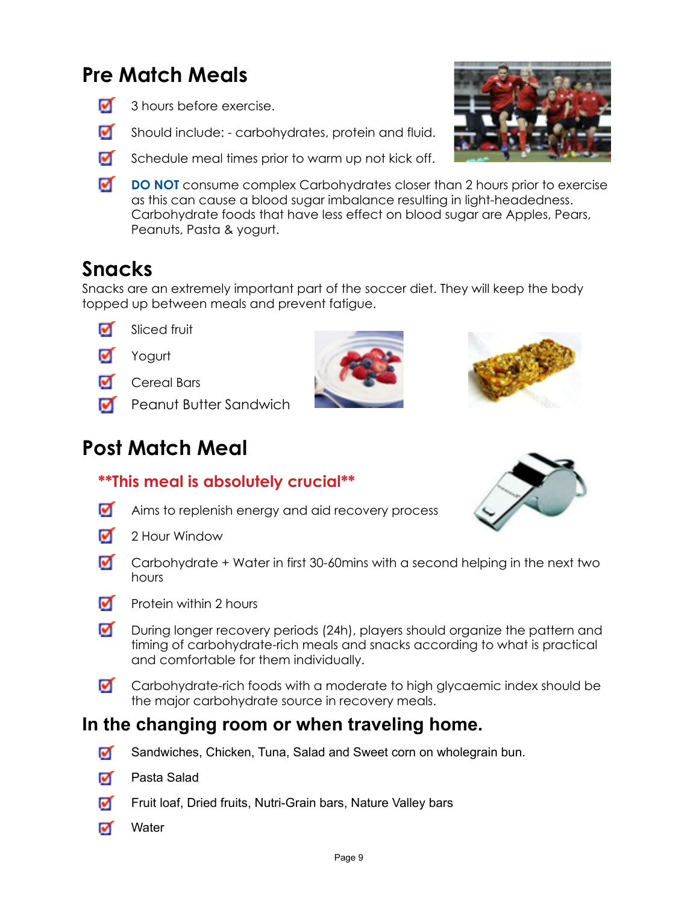## Pre Match Meals

- 3 hours before exercise.
- Should include: - carbohydrates, protein and fluid.
- Schedule meal times prior to warm up not kick off.
- **DO NOT** consume complex Carbohydrates closer than 2 hours prior to exercise as this can cause a blood sugar imbalance resulting in light-headedness. Carbohydrate foods that have less effect on blood sugar are Apples, Pears, Peanuts, Pasta & yogurt.

## Snacks

Snacks are an extremely important part of the soccer diet. They will keep the body topped up between meals and prevent fatigue.

- Sliced fruit
- Yogurt
- Cereal Bars
- Peanut Butter Sandwich

## Post Match Meal

**\*\*This meal is absolutely crucial\*\***

- Aims to replenish energy and aid recovery process
- 2 Hour Window
- Carbohydrate + Water in first 30-60mins with a second helping in the next two hours
- Protein within 2 hours
- During longer recovery periods (24h), players should organize the pattern and timing of carbohydrate-rich meals and snacks according to what is practical and comfortable for them individually.
- Carbohydrate-rich foods with a moderate to high glycaemic index should be the major carbohydrate source in recovery meals.

### In the changing room or when traveling home.

- Sandwiches, Chicken, Tuna, Salad and Sweet corn on wholegrain bun.
- Pasta Salad
- Fruit loaf, Dried fruits, Nutri-Grain bars, Nature Valley bars
- Water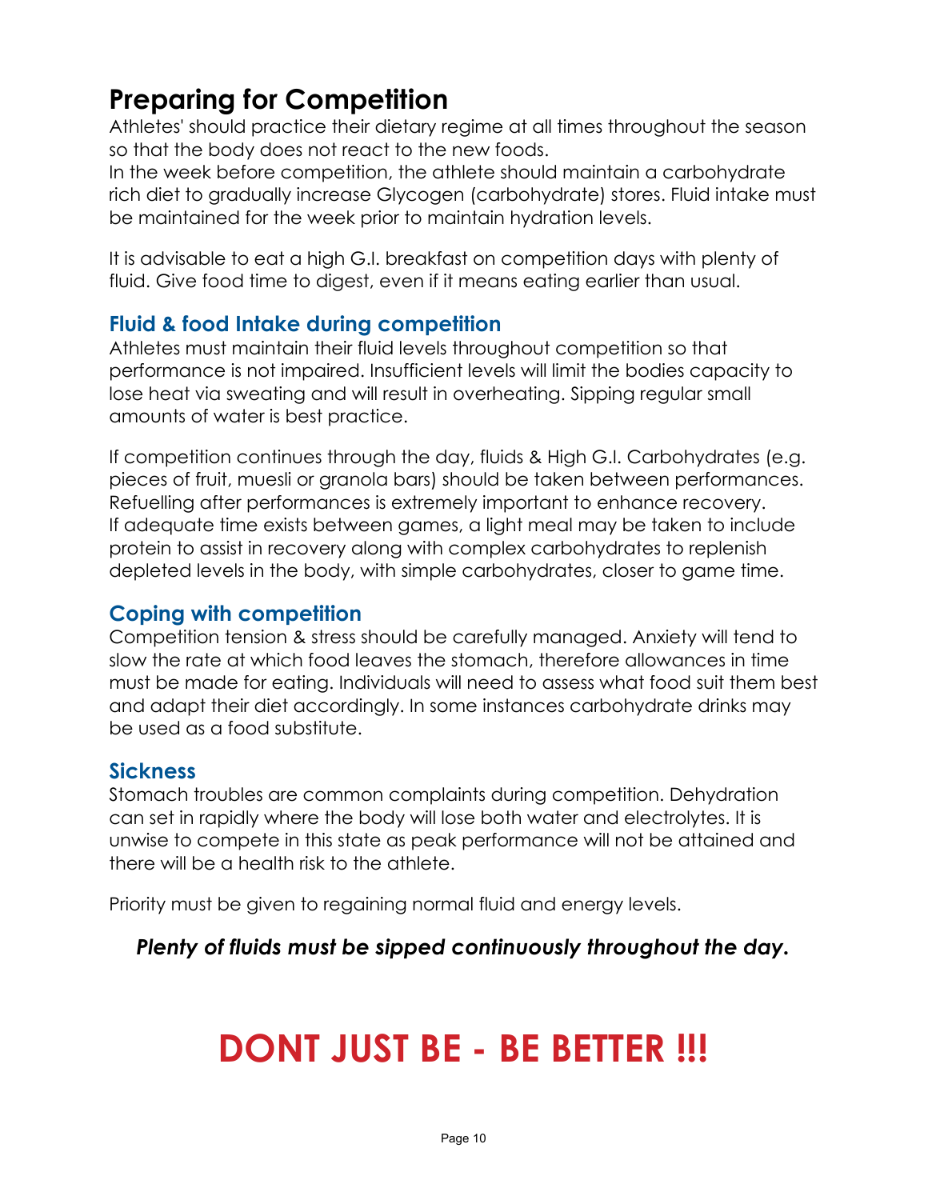# Preparing for Competition

Athletes' should practice their dietary regime at all times throughout the season so that the body does not react to the new foods.

In the week before competition, the athlete should maintain a carbohydrate rich diet to gradually increase Glycogen (carbohydrate) stores. Fluid intake must be maintained for the week prior to maintain hydration levels.

It is advisable to eat a high G.I. breakfast on competition days with plenty of fluid. Give food time to digest, even if it means eating earlier than usual.

## Fluid & food Intake during competition

Athletes must maintain their fluid levels throughout competition so that performance is not impaired. Insufficient levels will limit the bodies capacity to lose heat via sweating and will result in overheating. Sipping regular small amounts of water is best practice.

If competition continues through the day, fluids & High G.I. Carbohydrates (e.g. pieces of fruit, muesli or granola bars) should be taken between performances. Refuelling after performances is extremely important to enhance recovery. If adequate time exists between games, a light meal may be taken to include protein to assist in recovery along with complex carbohydrates to replenish depleted levels in the body, with simple carbohydrates, closer to game time.

## Coping with competition

Competition tension & stress should be carefully managed. Anxiety will tend to slow the rate at which food leaves the stomach, therefore allowances in time must be made for eating. Individuals will need to assess what food suit them best and adapt their diet accordingly. In some instances carbohydrate drinks may be used as a food substitute.

## Sickness

Stomach troubles are common complaints during competition. Dehydration can set in rapidly where the body will lose both water and electrolytes. It is unwise to compete in this state as peak performance will not be attained and there will be a health risk to the athlete.

Priority must be given to regaining normal fluid and energy levels.

***Plenty of fluids must be sipped continuously throughout the day.***

# DONT JUST BE - BE BETTER !!!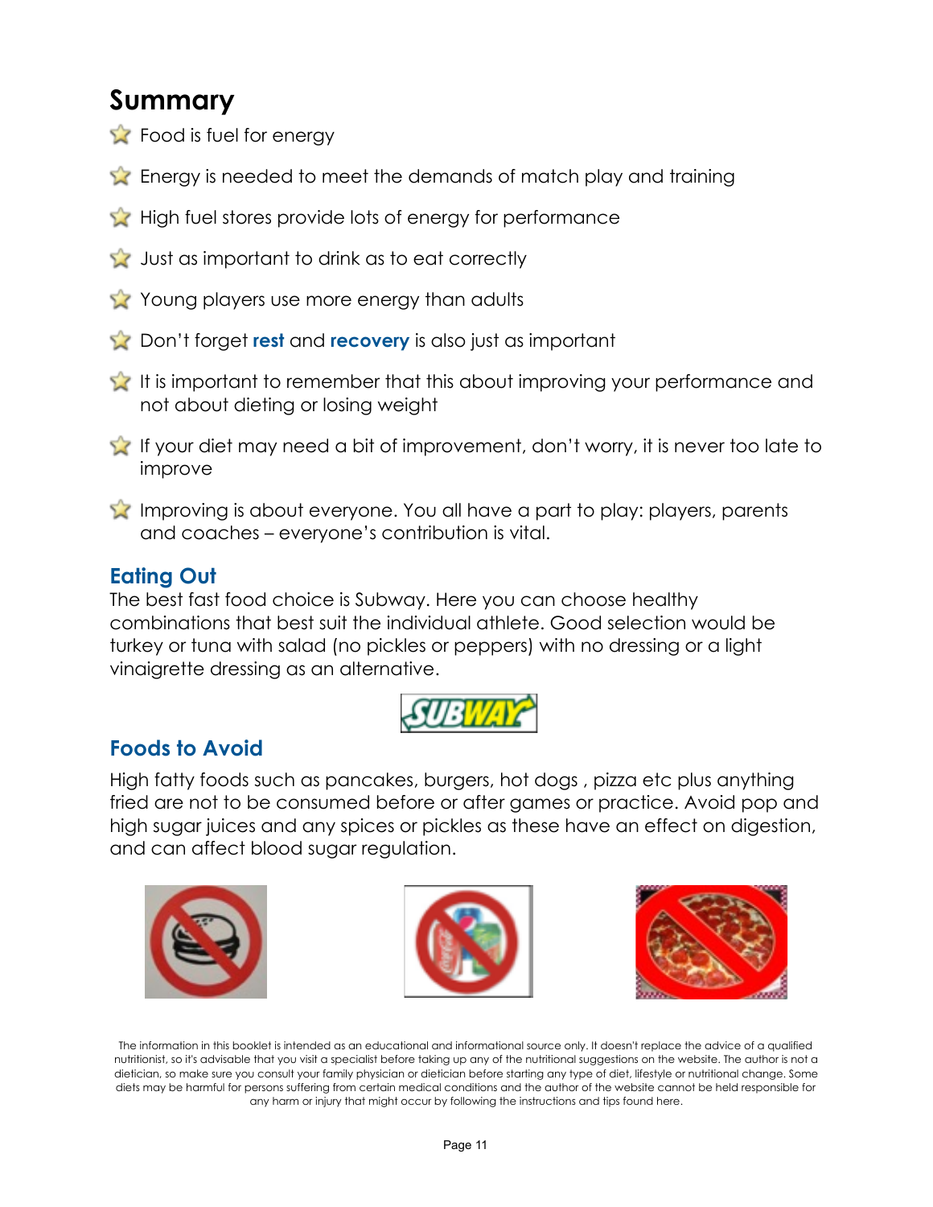## Summary

- Food is fuel for energy
- Energy is needed to meet the demands of match play and training
- High fuel stores provide lots of energy for performance
- Just as important to drink as to eat correctly
- Young players use more energy than adults
- Don't forget **rest** and **recovery** is also just as important
- It is important to remember that this about improving your performance and not about dieting or losing weight
- If your diet may need a bit of improvement, don't worry, it is never too late to improve
- Improving is about everyone. You all have a part to play: players, parents and coaches – everyone's contribution is vital.

### Eating Out

The best fast food choice is Subway. Here you can choose healthy combinations that best suit the individual athlete. Good selection would be turkey or tuna with salad (no pickles or peppers) with no dressing or a light vinaigrette dressing as an alternative.

### Foods to Avoid

High fatty foods such as pancakes, burgers, hot dogs , pizza etc plus anything fried are not to be consumed before or after games or practice. Avoid pop and high sugar juices and any spices or pickles as these have an effect on digestion, and can affect blood sugar regulation.

The information in this booklet is intended as an educational and informational source only. It doesn't replace the advice of a qualified nutritionist, so it's advisable that you visit a specialist before taking up any of the nutritional suggestions on the website. The author is not a dietician, so make sure you consult your family physician or dietician before starting any type of diet, lifestyle or nutritional change. Some diets may be harmful for persons suffering from certain medical conditions and the author of the website cannot be held responsible for any harm or injury that might occur by following the instructions and tips found here.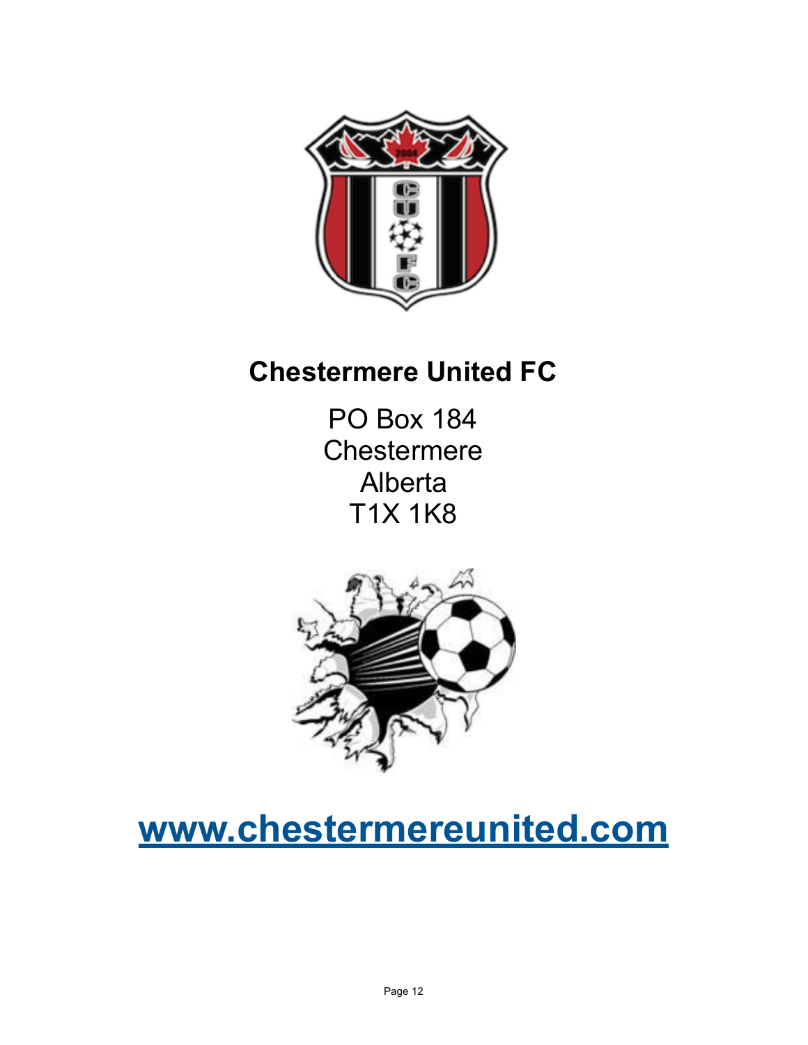## Chestermere United FC

PO Box 184
Chestermere
Alberta
T1X 1K8

**www.chestermereunited.com**